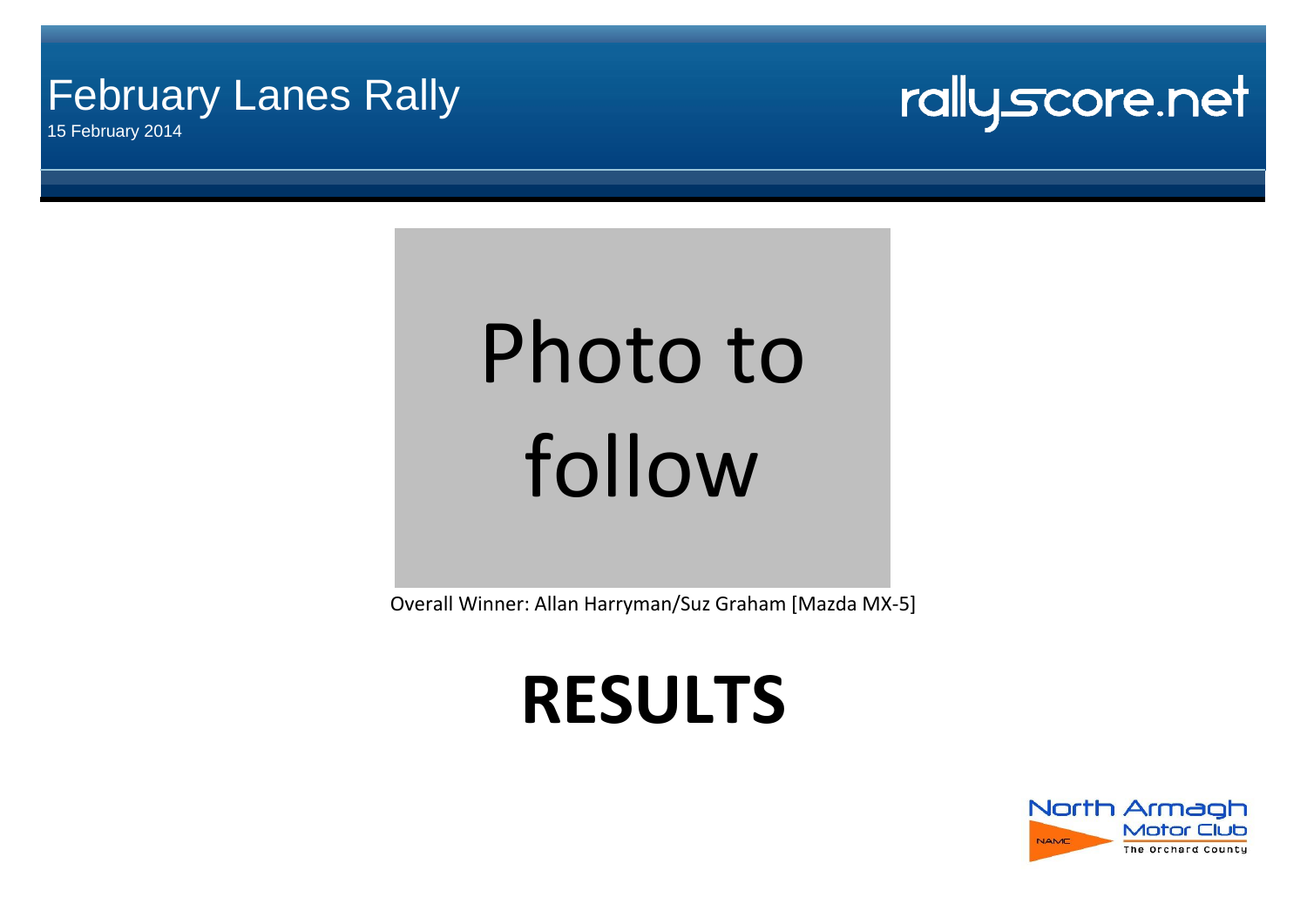# February Lanes Rally

15 February 2014

rallyscore.net

Photo to follow

Overall Winner: Allan Harryman/Suz Graham [Mazda MX-5]

# RESULTS

North Armagh Motor Club

NAMC

The Orchard County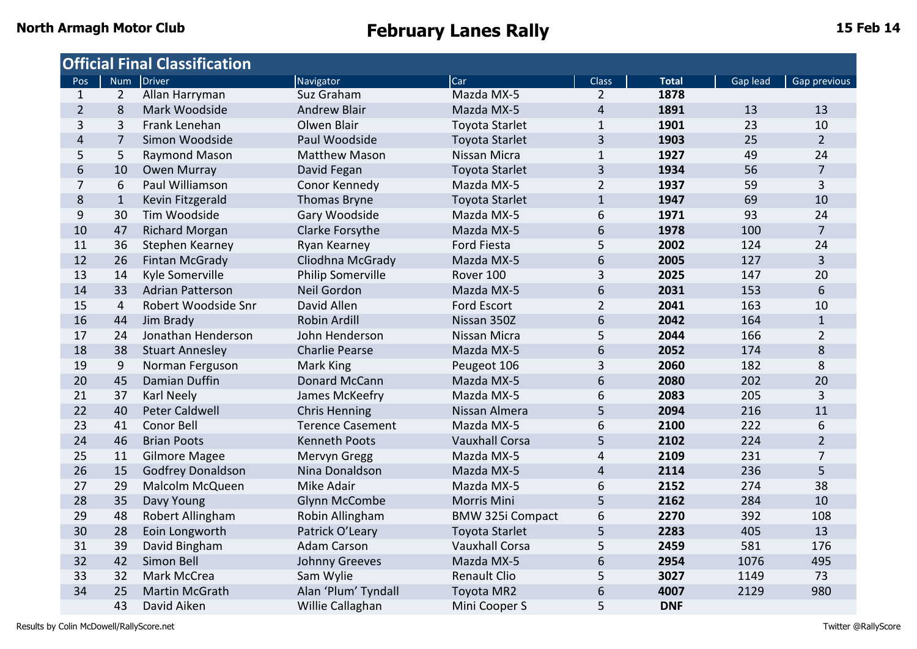North Armagh Motor Club

# February Lanes Rally

15 Feb 14

## Official Final Classification

| Pos | Num | Driver | Navigator | Car | Class | Total | Gap lead | Gap previous |
|---|---|---|---|---|---|---|---|---|
| 1 | 2 | Allan Harryman | Suz Graham | Mazda MX-5 | 2 | **1878** | | |
| 2 | 8 | Mark Woodside | Andrew Blair | Mazda MX-5 | 4 | **1891** | 13 | 13 |
| 3 | 3 | Frank Lenehan | Olwen Blair | Toyota Starlet | 1 | **1901** | 23 | 10 |
| 4 | 7 | Simon Woodside | Paul Woodside | Toyota Starlet | 3 | **1903** | 25 | 2 |
| 5 | 5 | Raymond Mason | Matthew Mason | Nissan Micra | 1 | **1927** | 49 | 24 |
| 6 | 10 | Owen Murray | David Fegan | Toyota Starlet | 3 | **1934** | 56 | 7 |
| 7 | 6 | Paul Williamson | Conor Kennedy | Mazda MX-5 | 2 | **1937** | 59 | 3 |
| 8 | 1 | Kevin Fitzgerald | Thomas Bryne | Toyota Starlet | 1 | **1947** | 69 | 10 |
| 9 | 30 | Tim Woodside | Gary Woodside | Mazda MX-5 | 6 | **1971** | 93 | 24 |
| 10 | 47 | Richard Morgan | Clarke Forsythe | Mazda MX-5 | 6 | **1978** | 100 | 7 |
| 11 | 36 | Stephen Kearney | Ryan Kearney | Ford Fiesta | 5 | **2002** | 124 | 24 |
| 12 | 26 | Fintan McGrady | Cliodhna McGrady | Mazda MX-5 | 6 | **2005** | 127 | 3 |
| 13 | 14 | Kyle Somerville | Philip Somerville | Rover 100 | 3 | **2025** | 147 | 20 |
| 14 | 33 | Adrian Patterson | Neil Gordon | Mazda MX-5 | 6 | **2031** | 153 | 6 |
| 15 | 4 | Robert Woodside Snr | David Allen | Ford Escort | 2 | **2041** | 163 | 10 |
| 16 | 44 | Jim Brady | Robin Ardill | Nissan 350Z | 6 | **2042** | 164 | 1 |
| 17 | 24 | Jonathan Henderson | John Henderson | Nissan Micra | 5 | **2044** | 166 | 2 |
| 18 | 38 | Stuart Annesley | Charlie Pearse | Mazda MX-5 | 6 | **2052** | 174 | 8 |
| 19 | 9 | Norman Ferguson | Mark King | Peugeot 106 | 3 | **2060** | 182 | 8 |
| 20 | 45 | Damian Duffin | Donard McCann | Mazda MX-5 | 6 | **2080** | 202 | 20 |
| 21 | 37 | Karl Neely | James McKeefry | Mazda MX-5 | 6 | **2083** | 205 | 3 |
| 22 | 40 | Peter Caldwell | Chris Henning | Nissan Almera | 5 | **2094** | 216 | 11 |
| 23 | 41 | Conor Bell | Terence Casement | Mazda MX-5 | 6 | **2100** | 222 | 6 |
| 24 | 46 | Brian Poots | Kenneth Poots | Vauxhall Corsa | 5 | **2102** | 224 | 2 |
| 25 | 11 | Gilmore Magee | Mervyn Gregg | Mazda MX-5 | 4 | **2109** | 231 | 7 |
| 26 | 15 | Godfrey Donaldson | Nina Donaldson | Mazda MX-5 | 4 | **2114** | 236 | 5 |
| 27 | 29 | Malcolm McQueen | Mike Adair | Mazda MX-5 | 6 | **2152** | 274 | 38 |
| 28 | 35 | Davy Young | Glynn McCombe | Morris Mini | 5 | **2162** | 284 | 10 |
| 29 | 48 | Robert Allingham | Robin Allingham | BMW 325i Compact | 6 | **2270** | 392 | 108 |
| 30 | 28 | Eoin Longworth | Patrick O'Leary | Toyota Starlet | 5 | **2283** | 405 | 13 |
| 31 | 39 | David Bingham | Adam Carson | Vauxhall Corsa | 5 | **2459** | 581 | 176 |
| 32 | 42 | Simon Bell | Johnny Greeves | Mazda MX-5 | 6 | **2954** | 1076 | 495 |
| 33 | 32 | Mark McCrea | Sam Wylie | Renault Clio | 5 | **3027** | 1149 | 73 |
| 34 | 25 | Martin McGrath | Alan 'Plum' Tyndall | Toyota MR2 | 6 | **4007** | 2129 | 980 |
| | 43 | David Aiken | Willie Callaghan | Mini Cooper S | 5 | **DNF** | | |

Results by Colin McDowell/RallyScore.net

Twitter @RallyScore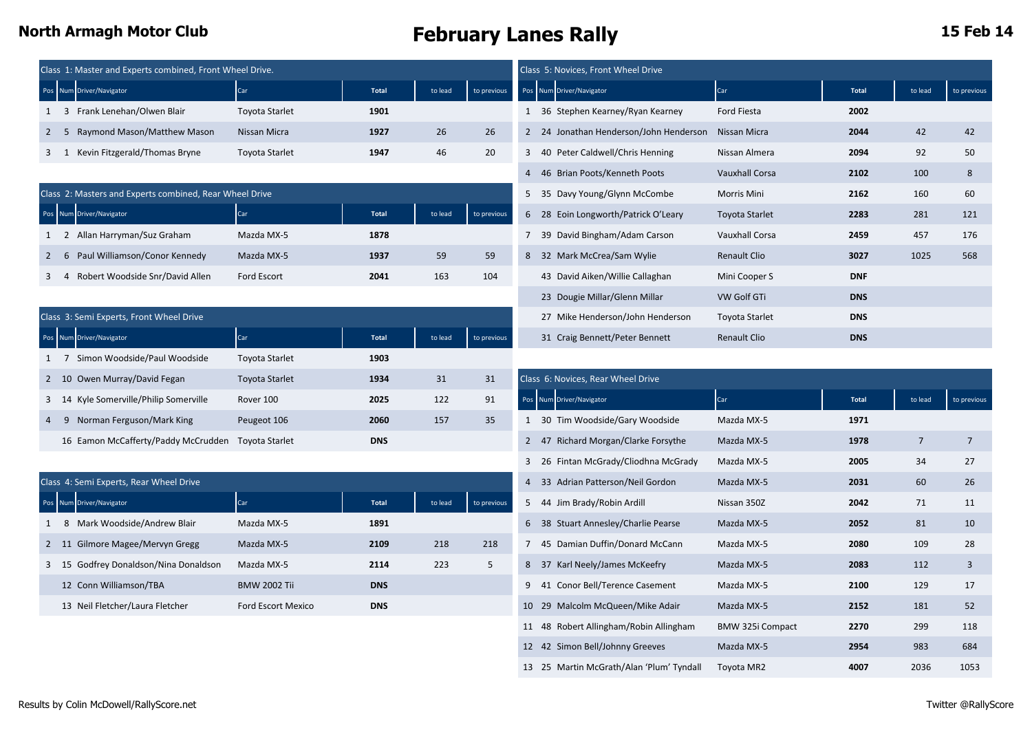# North Armagh Motor Club — February Lanes Rally — 15 Feb 14

## Class 1: Master and Experts combined, Front Wheel Drive.

| Pos | Num | Driver/Navigator | Car | Total | to lead | to previous |
|---|---|---|---|---|---|---|
| 1 | 3 | Frank Lenehan/Olwen Blair | Toyota Starlet | **1901** | | |
| 2 | 5 | Raymond Mason/Matthew Mason | Nissan Micra | **1927** | 26 | 26 |
| 3 | 1 | Kevin Fitzgerald/Thomas Bryne | Toyota Starlet | **1947** | 46 | 20 |

## Class 2: Masters and Experts combined, Rear Wheel Drive

| Pos | Num | Driver/Navigator | Car | Total | to lead | to previous |
|---|---|---|---|---|---|---|
| 1 | 2 | Allan Harryman/Suz Graham | Mazda MX-5 | **1878** | | |
| 2 | 6 | Paul Williamson/Conor Kennedy | Mazda MX-5 | **1937** | 59 | 59 |
| 3 | 4 | Robert Woodside Snr/David Allen | Ford Escort | **2041** | 163 | 104 |

## Class 3: Semi Experts, Front Wheel Drive

| Pos | Num | Driver/Navigator | Car | Total | to lead | to previous |
|---|---|---|---|---|---|---|
| 1 | 7 | Simon Woodside/Paul Woodside | Toyota Starlet | **1903** | | |
| 2 | 10 | Owen Murray/David Fegan | Toyota Starlet | **1934** | 31 | 31 |
| 3 | 14 | Kyle Somerville/Philip Somerville | Rover 100 | **2025** | 122 | 91 |
| 4 | 9 | Norman Ferguson/Mark King | Peugeot 106 | **2060** | 157 | 35 |
| | 16 | Eamon McCafferty/Paddy McCrudden | Toyota Starlet | **DNS** | | |

## Class 4: Semi Experts, Rear Wheel Drive

| Pos | Num | Driver/Navigator | Car | Total | to lead | to previous |
|---|---|---|---|---|---|---|
| 1 | 8 | Mark Woodside/Andrew Blair | Mazda MX-5 | **1891** | | |
| 2 | 11 | Gilmore Magee/Mervyn Gregg | Mazda MX-5 | **2109** | 218 | 218 |
| 3 | 15 | Godfrey Donaldson/Nina Donaldson | Mazda MX-5 | **2114** | 223 | 5 |
| | 12 | Conn Williamson/TBA | BMW 2002 Tii | **DNS** | | |
| | 13 | Neil Fletcher/Laura Fletcher | Ford Escort Mexico | **DNS** | | |

## Class 5: Novices, Front Wheel Drive

| Pos | Num | Driver/Navigator | Car | Total | to lead | to previous |
|---|---|---|---|---|---|---|
| 1 | 36 | Stephen Kearney/Ryan Kearney | Ford Fiesta | **2002** | | |
| 2 | 24 | Jonathan Henderson/John Henderson | Nissan Micra | **2044** | 42 | 42 |
| 3 | 40 | Peter Caldwell/Chris Henning | Nissan Almera | **2094** | 92 | 50 |
| 4 | 46 | Brian Poots/Kenneth Poots | Vauxhall Corsa | **2102** | 100 | 8 |
| 5 | 35 | Davy Young/Glynn McCombe | Morris Mini | **2162** | 160 | 60 |
| 6 | 28 | Eoin Longworth/Patrick O'Leary | Toyota Starlet | **2283** | 281 | 121 |
| 7 | 39 | David Bingham/Adam Carson | Vauxhall Corsa | **2459** | 457 | 176 |
| 8 | 32 | Mark McCrea/Sam Wylie | Renault Clio | **3027** | 1025 | 568 |
| | 43 | David Aiken/Willie Callaghan | Mini Cooper S | **DNF** | | |
| | 23 | Dougie Millar/Glenn Millar | VW Golf GTi | **DNS** | | |
| | 27 | Mike Henderson/John Henderson | Toyota Starlet | **DNS** | | |
| | 31 | Craig Bennett/Peter Bennett | Renault Clio | **DNS** | | |

## Class 6: Novices, Rear Wheel Drive

| Pos | Num | Driver/Navigator | Car | Total | to lead | to previous |
|---|---|---|---|---|---|---|
| 1 | 30 | Tim Woodside/Gary Woodside | Mazda MX-5 | **1971** | | |
| 2 | 47 | Richard Morgan/Clarke Forsythe | Mazda MX-5 | **1978** | 7 | 7 |
| 3 | 26 | Fintan McGrady/Cliodhna McGrady | Mazda MX-5 | **2005** | 34 | 27 |
| 4 | 33 | Adrian Patterson/Neil Gordon | Mazda MX-5 | **2031** | 60 | 26 |
| 5 | 44 | Jim Brady/Robin Ardill | Nissan 350Z | **2042** | 71 | 11 |
| 6 | 38 | Stuart Annesley/Charlie Pearse | Mazda MX-5 | **2052** | 81 | 10 |
| 7 | 45 | Damian Duffin/Donard McCann | Mazda MX-5 | **2080** | 109 | 28 |
| 8 | 37 | Karl Neely/James McKeefry | Mazda MX-5 | **2083** | 112 | 3 |
| 9 | 41 | Conor Bell/Terence Casement | Mazda MX-5 | **2100** | 129 | 17 |
| 10 | 29 | Malcolm McQueen/Mike Adair | Mazda MX-5 | **2152** | 181 | 52 |
| 11 | 48 | Robert Allingham/Robin Allingham | BMW 325i Compact | **2270** | 299 | 118 |
| 12 | 42 | Simon Bell/Johnny Greeves | Mazda MX-5 | **2954** | 983 | 684 |
| 13 | 25 | Martin McGrath/Alan 'Plum' Tyndall | Toyota MR2 | **4007** | 2036 | 1053 |

Results by Colin McDowell/RallyScore.net — Twitter @RallyScore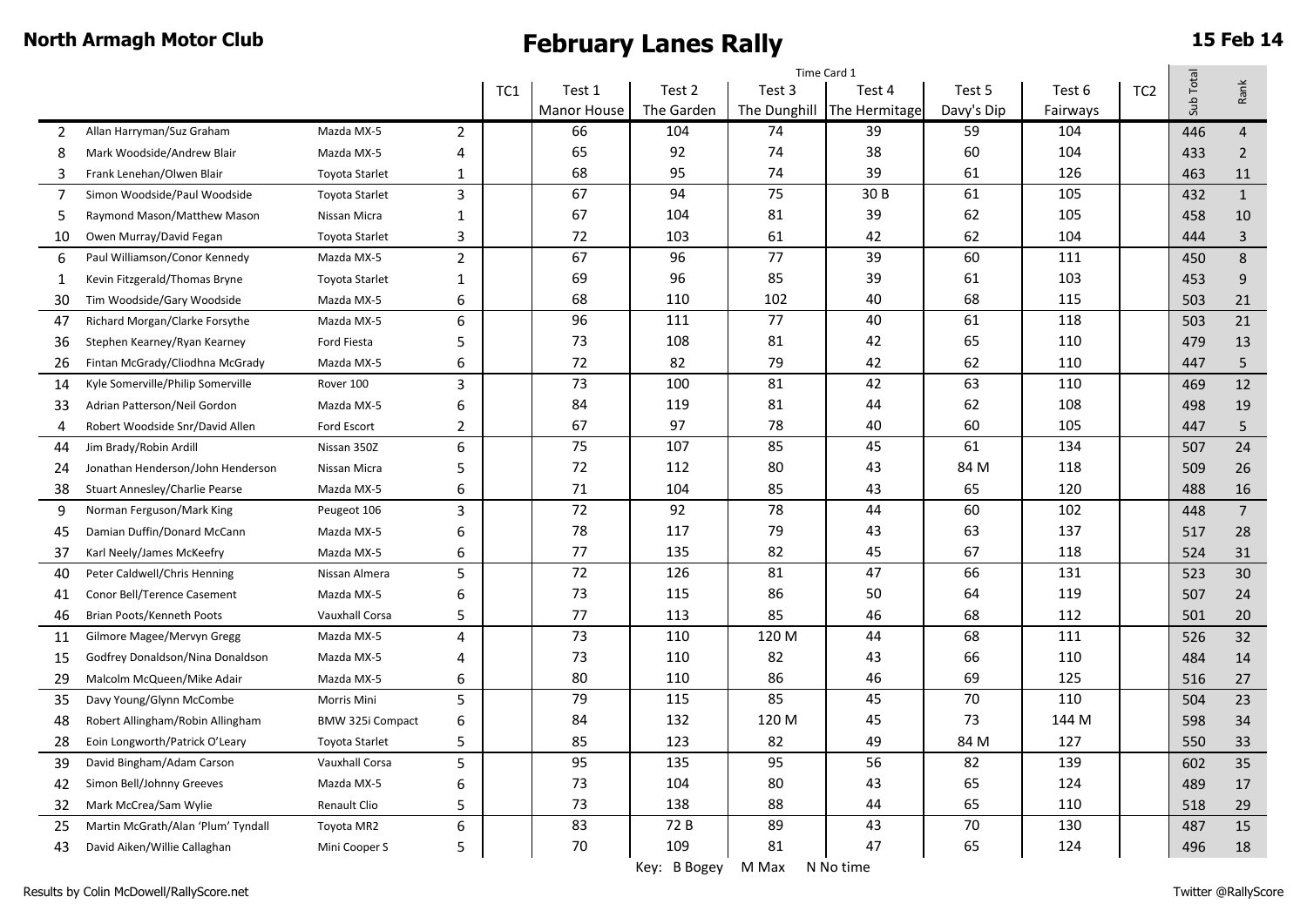**North Armagh Motor Club**

# February Lanes Rally

**15 Feb 14**

| | | | | TC1 | Test 1 | Test 2 | Test 3 | Test 4 | Test 5 | Test 6 | TC2 | Sub Total | Rank |
|---|---|---|---|---|---|---|---|---|---|---|---|---|---|
| | | | | | Manor House | The Garden | The Dunghill | The Hermitage | Davy's Dip | Fairways | | | |
| 2 | Allan Harryman/Suz Graham | Mazda MX-5 | 2 | | 66 | 104 | 74 | 39 | 59 | 104 | | 446 | 4 |
| 8 | Mark Woodside/Andrew Blair | Mazda MX-5 | 4 | | 65 | 92 | 74 | 38 | 60 | 104 | | 433 | 2 |
| 3 | Frank Lenehan/Olwen Blair | Toyota Starlet | 1 | | 68 | 95 | 74 | 39 | 61 | 126 | | 463 | 11 |
| 7 | Simon Woodside/Paul Woodside | Toyota Starlet | 3 | | 67 | 94 | 75 | 30 B | 61 | 105 | | 432 | 1 |
| 5 | Raymond Mason/Matthew Mason | Nissan Micra | 1 | | 67 | 104 | 81 | 39 | 62 | 105 | | 458 | 10 |
| 10 | Owen Murray/David Fegan | Toyota Starlet | 3 | | 72 | 103 | 61 | 42 | 62 | 104 | | 444 | 3 |
| 6 | Paul Williamson/Conor Kennedy | Mazda MX-5 | 2 | | 67 | 96 | 77 | 39 | 60 | 111 | | 450 | 8 |
| 1 | Kevin Fitzgerald/Thomas Bryne | Toyota Starlet | 1 | | 69 | 96 | 85 | 39 | 61 | 103 | | 453 | 9 |
| 30 | Tim Woodside/Gary Woodside | Mazda MX-5 | 6 | | 68 | 110 | 102 | 40 | 68 | 115 | | 503 | 21 |
| 47 | Richard Morgan/Clarke Forsythe | Mazda MX-5 | 6 | | 96 | 111 | 77 | 40 | 61 | 118 | | 503 | 21 |
| 36 | Stephen Kearney/Ryan Kearney | Ford Fiesta | 5 | | 73 | 108 | 81 | 42 | 65 | 110 | | 479 | 13 |
| 26 | Fintan McGrady/Cliodhna McGrady | Mazda MX-5 | 6 | | 72 | 82 | 79 | 42 | 62 | 110 | | 447 | 5 |
| 14 | Kyle Somerville/Philip Somerville | Rover 100 | 3 | | 73 | 100 | 81 | 42 | 63 | 110 | | 469 | 12 |
| 33 | Adrian Patterson/Neil Gordon | Mazda MX-5 | 6 | | 84 | 119 | 81 | 44 | 62 | 108 | | 498 | 19 |
| 4 | Robert Woodside Snr/David Allen | Ford Escort | 2 | | 67 | 97 | 78 | 40 | 60 | 105 | | 447 | 5 |
| 44 | Jim Brady/Robin Ardill | Nissan 350Z | 6 | | 75 | 107 | 85 | 45 | 61 | 134 | | 507 | 24 |
| 24 | Jonathan Henderson/John Henderson | Nissan Micra | 5 | | 72 | 112 | 80 | 43 | 84 M | 118 | | 509 | 26 |
| 38 | Stuart Annesley/Charlie Pearse | Mazda MX-5 | 6 | | 71 | 104 | 85 | 43 | 65 | 120 | | 488 | 16 |
| 9 | Norman Ferguson/Mark King | Peugeot 106 | 3 | | 72 | 92 | 78 | 44 | 60 | 102 | | 448 | 7 |
| 45 | Damian Duffin/Donard McCann | Mazda MX-5 | 6 | | 78 | 117 | 79 | 43 | 63 | 137 | | 517 | 28 |
| 37 | Karl Neely/James McKeefry | Mazda MX-5 | 6 | | 77 | 135 | 82 | 45 | 67 | 118 | | 524 | 31 |
| 40 | Peter Caldwell/Chris Henning | Nissan Almera | 5 | | 72 | 126 | 81 | 47 | 66 | 131 | | 523 | 30 |
| 41 | Conor Bell/Terence Casement | Mazda MX-5 | 6 | | 73 | 115 | 86 | 50 | 64 | 119 | | 507 | 24 |
| 46 | Brian Poots/Kenneth Poots | Vauxhall Corsa | 5 | | 77 | 113 | 85 | 46 | 68 | 112 | | 501 | 20 |
| 11 | Gilmore Magee/Mervyn Gregg | Mazda MX-5 | 4 | | 73 | 110 | 120 M | 44 | 68 | 111 | | 526 | 32 |
| 15 | Godfrey Donaldson/Nina Donaldson | Mazda MX-5 | 4 | | 73 | 110 | 82 | 43 | 66 | 110 | | 484 | 14 |
| 29 | Malcolm McQueen/Mike Adair | Mazda MX-5 | 6 | | 80 | 110 | 86 | 46 | 69 | 125 | | 516 | 27 |
| 35 | Davy Young/Glynn McCombe | Morris Mini | 5 | | 79 | 115 | 85 | 45 | 70 | 110 | | 504 | 23 |
| 48 | Robert Allingham/Robin Allingham | BMW 325i Compact | 6 | | 84 | 132 | 120 M | 45 | 73 | 144 M | | 598 | 34 |
| 28 | Eoin Longworth/Patrick O'Leary | Toyota Starlet | 5 | | 85 | 123 | 82 | 49 | 84 M | 127 | | 550 | 33 |
| 39 | David Bingham/Adam Carson | Vauxhall Carsa | 5 | | 95 | 135 | 95 | 56 | 82 | 139 | | 602 | 35 |
| 42 | Simon Bell/Johnny Greeves | Mazda MX-5 | 6 | | 73 | 104 | 80 | 43 | 65 | 124 | | 489 | 17 |
| 32 | Mark McCrea/Sam Wylie | Renault Clio | 5 | | 73 | 138 | 88 | 44 | 65 | 110 | | 518 | 29 |
| 25 | Martin McGrath/Alan 'Plum' Tyndall | Toyota MR2 | 6 | | 83 | 72 B | 89 | 43 | 70 | 130 | | 487 | 15 |
| 43 | David Aiken/Willie Callaghan | Mini Cooper S | 5 | | 70 | 109 | 81 | 47 | 65 | 124 | | 496 | 18 |

Time Card 1

Key: B Bogey M Max N No time

Results by Colin McDowell/RallyScore.net

Twitter @RallyScore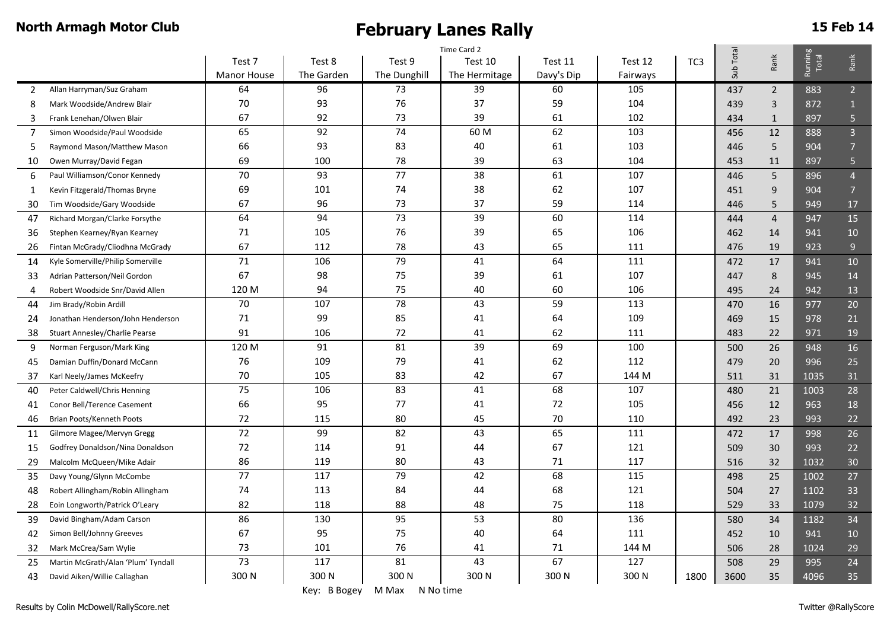**North Armagh Motor Club**

# February Lanes Rally

**15 Feb 14**

Time Card 2

| | | Test 7 Manor House | Test 8 The Garden | Test 9 The Dunghill | Test 10 The Hermitage | Test 11 Davy's Dip | Test 12 Fairways | TC3 | Sub Total | Rank | Running Total | Rank |
|---|---|---|---|---|---|---|---|---|---|---|---|---|
| 2 | Allan Harryman/Suz Graham | 64 | 96 | 73 | 39 | 60 | 105 | | 437 | 2 | 883 | 2 |
| 8 | Mark Woodside/Andrew Blair | 70 | 93 | 76 | 37 | 59 | 104 | | 439 | 3 | 872 | 1 |
| 3 | Frank Lenehan/Olwen Blair | 67 | 92 | 73 | 39 | 61 | 102 | | 434 | 1 | 897 | 5 |
| 7 | Simon Woodside/Paul Woodside | 65 | 92 | 74 | 60 M | 62 | 103 | | 456 | 12 | 888 | 3 |
| 5 | Raymond Mason/Matthew Mason | 66 | 93 | 83 | 40 | 61 | 103 | | 446 | 5 | 904 | 7 |
| 10 | Owen Murray/David Fegan | 69 | 100 | 78 | 39 | 63 | 104 | | 453 | 11 | 897 | 5 |
| 6 | Paul Williamson/Conor Kennedy | 70 | 93 | 77 | 38 | 61 | 107 | | 446 | 5 | 896 | 4 |
| 1 | Kevin Fitzgerald/Thomas Bryne | 69 | 101 | 74 | 38 | 62 | 107 | | 451 | 9 | 904 | 7 |
| 30 | Tim Woodside/Gary Woodside | 67 | 96 | 73 | 37 | 59 | 114 | | 446 | 5 | 949 | 17 |
| 47 | Richard Morgan/Clarke Forsythe | 64 | 94 | 73 | 39 | 60 | 114 | | 444 | 4 | 947 | 15 |
| 36 | Stephen Kearney/Ryan Kearney | 71 | 105 | 76 | 39 | 65 | 106 | | 462 | 14 | 941 | 10 |
| 26 | Fintan McGrady/Cliodhna McGrady | 67 | 112 | 78 | 43 | 65 | 111 | | 476 | 19 | 923 | 9 |
| 14 | Kyle Somerville/Philip Somerville | 71 | 106 | 79 | 41 | 64 | 111 | | 472 | 17 | 941 | 10 |
| 33 | Adrian Patterson/Neil Gordon | 67 | 98 | 75 | 39 | 61 | 107 | | 447 | 8 | 945 | 14 |
| 4 | Robert Woodside Snr/David Allen | 120 M | 94 | 75 | 40 | 60 | 106 | | 495 | 24 | 942 | 13 |
| 44 | Jim Brady/Robin Ardill | 70 | 107 | 78 | 43 | 59 | 113 | | 470 | 16 | 977 | 20 |
| 24 | Jonathan Henderson/John Henderson | 71 | 99 | 85 | 41 | 64 | 109 | | 469 | 15 | 978 | 21 |
| 38 | Stuart Annesley/Charlie Pearse | 91 | 106 | 72 | 41 | 62 | 111 | | 483 | 22 | 971 | 19 |
| 9 | Norman Ferguson/Mark King | 120 M | 91 | 81 | 39 | 69 | 100 | | 500 | 26 | 948 | 16 |
| 45 | Damian Duffin/Donard McCann | 76 | 109 | 79 | 41 | 62 | 112 | | 479 | 20 | 996 | 25 |
| 37 | Karl Neely/James McKeefry | 70 | 105 | 83 | 42 | 67 | 144 M | | 511 | 31 | 1035 | 31 |
| 40 | Peter Caldwell/Chris Henning | 75 | 106 | 83 | 41 | 68 | 107 | | 480 | 21 | 1003 | 28 |
| 41 | Conor Bell/Terence Casement | 66 | 95 | 77 | 41 | 72 | 105 | | 456 | 12 | 963 | 18 |
| 46 | Brian Poots/Kenneth Poots | 72 | 115 | 80 | 45 | 70 | 110 | | 492 | 23 | 993 | 22 |
| 11 | Gilmore Magee/Mervyn Gregg | 72 | 99 | 82 | 43 | 65 | 111 | | 472 | 17 | 998 | 26 |
| 15 | Godfrey Donaldson/Nina Donaldson | 72 | 114 | 91 | 44 | 67 | 121 | | 509 | 30 | 993 | 22 |
| 29 | Malcolm McQueen/Mike Adair | 86 | 119 | 80 | 43 | 71 | 117 | | 516 | 32 | 1032 | 30 |
| 35 | Davy Young/Glynn McCombe | 77 | 117 | 79 | 42 | 68 | 115 | | 498 | 25 | 1002 | 27 |
| 48 | Robert Allingham/Robin Allingham | 74 | 113 | 84 | 44 | 68 | 121 | | 504 | 27 | 1102 | 33 |
| 28 | Eoin Longworth/Patrick O'Leary | 82 | 118 | 88 | 48 | 75 | 118 | | 529 | 33 | 1079 | 32 |
| 39 | David Bingham/Adam Carson | 86 | 130 | 95 | 53 | 80 | 136 | | 580 | 34 | 1182 | 34 |
| 42 | Simon Bell/Johnny Greeves | 67 | 95 | 75 | 40 | 64 | 111 | | 452 | 10 | 941 | 10 |
| 32 | Mark McCrea/Sam Wylie | 73 | 101 | 76 | 41 | 71 | 144 M | | 506 | 28 | 1024 | 29 |
| 25 | Martin McGrath/Alan 'Plum' Tyndall | 73 | 117 | 81 | 43 | 67 | 127 | | 508 | 29 | 995 | 24 |
| 43 | David Aiken/Willie Callaghan | 300 N | 300 N | 300 N | 300 N | 300 N | 300 N | 1800 | 3600 | 35 | 4096 | 35 |

Key: B Bogey M Max N No time

Results by Colin McDowell/RallyScore.net

Twitter @RallyScore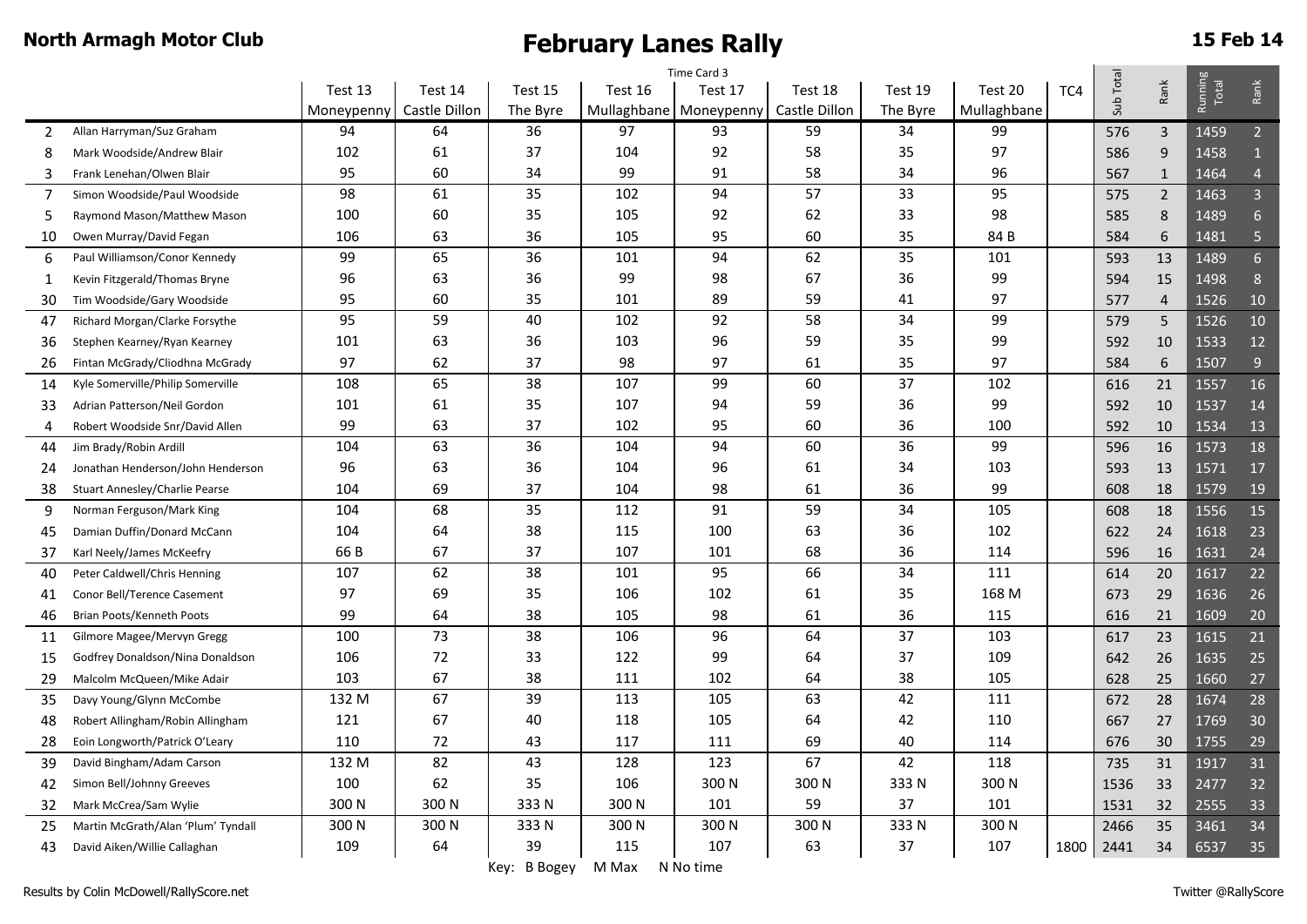**North Armagh Motor Club**

# February Lanes Rally

**15 Feb 14**

Time Card 3

| No. | Crew | Test 13 Moneypenny | Test 14 Castle Dillon | Test 15 The Byre | Test 16 Mullaghbane | Test 17 Moneypenny | Test 18 Castle Dillon | Test 19 The Byre | Test 20 Mullaghbane | TC4 | Sub Total | Rank | Running Total | Rank |
|---|---|---|---|---|---|---|---|---|---|---|---|---|---|---|
| 2 | Allan Harryman/Suz Graham | 94 | 64 | 36 | 97 | 93 | 59 | 34 | 99 | | 576 | 3 | 1459 | 2 |
| 8 | Mark Woodside/Andrew Blair | 102 | 61 | 37 | 104 | 92 | 58 | 35 | 97 | | 586 | 9 | 1458 | 1 |
| 3 | Frank Lenehan/Olwen Blair | 95 | 60 | 34 | 99 | 91 | 58 | 34 | 96 | | 567 | 1 | 1464 | 4 |
| 7 | Simon Woodside/Paul Woodside | 98 | 61 | 35 | 102 | 94 | 57 | 33 | 95 | | 575 | 2 | 1463 | 3 |
| 5 | Raymond Mason/Matthew Mason | 100 | 60 | 35 | 105 | 92 | 62 | 33 | 98 | | 585 | 8 | 1489 | 6 |
| 10 | Owen Murray/David Fegan | 106 | 63 | 36 | 105 | 95 | 60 | 35 | 84 B | | 584 | 6 | 1481 | 5 |
| 6 | Paul Williamson/Conor Kennedy | 99 | 65 | 36 | 101 | 94 | 62 | 35 | 101 | | 593 | 13 | 1489 | 6 |
| 1 | Kevin Fitzgerald/Thomas Bryne | 96 | 63 | 36 | 99 | 98 | 67 | 36 | 99 | | 594 | 15 | 1498 | 8 |
| 30 | Tim Woodside/Gary Woodside | 95 | 60 | 35 | 101 | 89 | 59 | 41 | 97 | | 577 | 4 | 1526 | 10 |
| 47 | Richard Morgan/Clarke Forsythe | 95 | 59 | 40 | 102 | 92 | 58 | 34 | 99 | | 579 | 5 | 1526 | 10 |
| 36 | Stephen Kearney/Ryan Kearney | 101 | 63 | 36 | 103 | 96 | 59 | 35 | 99 | | 592 | 10 | 1533 | 12 |
| 26 | Fintan McGrady/Cliodhna McGrady | 97 | 62 | 37 | 98 | 97 | 61 | 35 | 97 | | 584 | 6 | 1507 | 9 |
| 14 | Kyle Somerville/Philip Somerville | 108 | 65 | 38 | 107 | 99 | 60 | 37 | 102 | | 616 | 21 | 1557 | 16 |
| 33 | Adrian Patterson/Neil Gordon | 101 | 61 | 35 | 107 | 94 | 59 | 36 | 99 | | 592 | 10 | 1537 | 14 |
| 4 | Robert Woodside Snr/David Allen | 99 | 63 | 37 | 102 | 95 | 60 | 36 | 100 | | 592 | 10 | 1534 | 13 |
| 44 | Jim Brady/Robin Ardill | 104 | 63 | 36 | 104 | 94 | 60 | 36 | 99 | | 596 | 16 | 1573 | 18 |
| 24 | Jonathan Henderson/John Henderson | 96 | 63 | 36 | 104 | 96 | 61 | 34 | 103 | | 593 | 13 | 1571 | 17 |
| 38 | Stuart Annesley/Charlie Pearse | 104 | 69 | 37 | 104 | 98 | 61 | 36 | 99 | | 608 | 18 | 1579 | 19 |
| 9 | Norman Ferguson/Mark King | 104 | 68 | 35 | 112 | 91 | 59 | 34 | 105 | | 608 | 18 | 1556 | 15 |
| 45 | Damian Duffin/Donard McCann | 104 | 64 | 38 | 115 | 100 | 63 | 36 | 102 | | 622 | 24 | 1618 | 23 |
| 37 | Karl Neely/James McKeefry | 66 B | 67 | 37 | 107 | 101 | 68 | 36 | 114 | | 596 | 16 | 1631 | 24 |
| 40 | Peter Caldwell/Chris Henning | 107 | 62 | 38 | 101 | 95 | 66 | 34 | 111 | | 614 | 20 | 1617 | 22 |
| 41 | Conor Bell/Terence Casement | 97 | 69 | 35 | 106 | 102 | 61 | 35 | 168 M | | 673 | 29 | 1636 | 26 |
| 46 | Brian Poots/Kenneth Poots | 99 | 64 | 38 | 105 | 98 | 61 | 36 | 115 | | 616 | 21 | 1609 | 20 |
| 11 | Gilmore Magee/Mervyn Gregg | 100 | 73 | 38 | 106 | 96 | 64 | 37 | 103 | | 617 | 23 | 1615 | 21 |
| 15 | Godfrey Donaldson/Nina Donaldson | 106 | 72 | 33 | 122 | 99 | 64 | 37 | 109 | | 642 | 26 | 1635 | 25 |
| 29 | Malcolm McQueen/Mike Adair | 103 | 67 | 38 | 111 | 102 | 64 | 38 | 105 | | 628 | 25 | 1660 | 27 |
| 35 | Davy Young/Glynn McCombe | 132 M | 67 | 39 | 113 | 105 | 63 | 42 | 111 | | 672 | 28 | 1674 | 28 |
| 48 | Robert Allingham/Robin Allingham | 121 | 67 | 40 | 118 | 105 | 64 | 42 | 110 | | 667 | 27 | 1769 | 30 |
| 28 | Eoin Longworth/Patrick O'Leary | 110 | 72 | 43 | 117 | 111 | 69 | 40 | 114 | | 676 | 30 | 1755 | 29 |
| 39 | David Bingham/Adam Carson | 132 M | 82 | 43 | 128 | 123 | 67 | 42 | 118 | | 735 | 31 | 1917 | 31 |
| 42 | Simon Bell/Johnny Greeves | 100 | 62 | 35 | 106 | 300 N | 300 N | 333 N | 300 N | | 1536 | 33 | 2477 | 32 |
| 32 | Mark McCrea/Sam Wylie | 300 N | 300 N | 333 N | 300 N | 101 | 59 | 37 | 101 | | 1531 | 32 | 2555 | 33 |
| 25 | Martin McGrath/Alan 'Plum' Tyndall | 300 N | 300 N | 333 N | 300 N | 300 N | 300 N | 333 N | 300 N | | 2466 | 35 | 3461 | 34 |
| 43 | David Aiken/Willie Callaghan | 109 | 64 | 39 | 115 | 107 | 63 | 37 | 107 | 1800 | 2441 | 34 | 6537 | 35 |

Key: B Bogey M Max N No time

Results by Colin McDowell/RallyScore.net

Twitter @RallyScore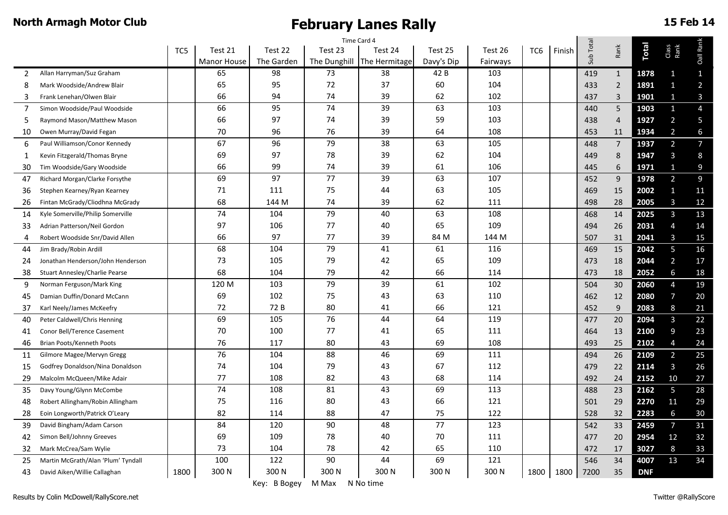**North Armagh Motor Club** | **February Lanes Rally** | **15 Feb 14**

| | | TC5 | Test 21 Manor House | Test 22 The Garden | Test 23 The Dunghill | Test 24 The Hermitage | Test 25 Davy's Dip | Test 26 Fairways | TC6 | Finish | Sub Total | Rank | Total | Class Rank | Oall Rank |
|---|---|---|---|---|---|---|---|---|---|---|---|---|---|---|---|
| | | | Time Card 4 | | | | | | | | | | | | |
| 2 | Allan Harryman/Suz Graham | | 65 | 98 | 73 | 38 | 42 B | 103 | | | 419 | 1 | **1878** | 1 | 1 |
| 8 | Mark Woodside/Andrew Blair | | 65 | 95 | 72 | 37 | 60 | 104 | | | 433 | 2 | **1891** | 1 | 2 |
| 3 | Frank Lenehan/Olwen Blair | | 66 | 94 | 74 | 39 | 62 | 102 | | | 437 | 3 | **1901** | 1 | 3 |
| 7 | Simon Woodside/Paul Woodside | | 66 | 95 | 74 | 39 | 63 | 103 | | | 440 | 5 | **1903** | 1 | 4 |
| 5 | Raymond Mason/Matthew Mason | | 66 | 97 | 74 | 39 | 59 | 103 | | | 438 | 4 | **1927** | 2 | 5 |
| 10 | Owen Murray/David Fegan | | 70 | 96 | 76 | 39 | 64 | 108 | | | 453 | 11 | **1934** | 2 | 6 |
| 6 | Paul Williamson/Conor Kennedy | | 67 | 96 | 79 | 38 | 63 | 105 | | | 448 | 7 | **1937** | 2 | 7 |
| 1 | Kevin Fitzgerald/Thomas Bryne | | 69 | 97 | 78 | 39 | 62 | 104 | | | 449 | 8 | **1947** | 3 | 8 |
| 30 | Tim Woodside/Gary Woodside | | 66 | 99 | 74 | 39 | 61 | 106 | | | 445 | 6 | **1971** | 1 | 9 |
| 47 | Richard Morgan/Clarke Forsythe | | 69 | 97 | 77 | 39 | 63 | 107 | | | 452 | 9 | **1978** | 2 | 9 |
| 36 | Stephen Kearney/Ryan Kearney | | 71 | 111 | 75 | 44 | 63 | 105 | | | 469 | 15 | **2002** | 1 | 11 |
| 26 | Fintan McGrady/Cliodhna McGrady | | 68 | 144 M | 74 | 39 | 62 | 111 | | | 498 | 28 | **2005** | 3 | 12 |
| 14 | Kyle Somerville/Philip Somerville | | 74 | 104 | 79 | 40 | 63 | 108 | | | 468 | 14 | **2025** | 3 | 13 |
| 33 | Adrian Patterson/Neil Gordon | | 97 | 106 | 77 | 40 | 65 | 109 | | | 494 | 26 | **2031** | 4 | 14 |
| 4 | Robert Woodside Snr/David Allen | | 66 | 97 | 77 | 39 | 84 M | 144 M | | | 507 | 31 | **2041** | 3 | 15 |
| 44 | Jim Brady/Robin Ardill | | 68 | 104 | 79 | 41 | 61 | 116 | | | 469 | 15 | **2042** | 5 | 16 |
| 24 | Jonathan Henderson/John Henderson | | 73 | 105 | 79 | 42 | 65 | 109 | | | 473 | 18 | **2044** | 2 | 17 |
| 38 | Stuart Annesley/Charlie Pearse | | 68 | 104 | 79 | 42 | 66 | 114 | | | 473 | 18 | **2052** | 6 | 18 |
| 9 | Norman Ferguson/Mark King | | 120 M | 103 | 79 | 39 | 61 | 102 | | | 504 | 30 | **2060** | 4 | 19 |
| 45 | Damian Duffin/Donard McCann | | 69 | 102 | 75 | 43 | 63 | 110 | | | 462 | 12 | **2080** | 7 | 20 |
| 37 | Karl Neely/James McKeefry | | 72 | 72 B | 80 | 41 | 66 | 121 | | | 452 | 9 | **2083** | 8 | 21 |
| 40 | Peter Caldwell/Chris Henning | | 69 | 105 | 76 | 44 | 64 | 119 | | | 477 | 20 | **2094** | 3 | 22 |
| 41 | Conor Bell/Terence Casement | | 70 | 100 | 77 | 41 | 65 | 111 | | | 464 | 13 | **2100** | 9 | 23 |
| 46 | Brian Poots/Kenneth Poots | | 76 | 117 | 80 | 43 | 69 | 108 | | | 493 | 25 | **2102** | 4 | 24 |
| 11 | Gilmore Magee/Mervyn Gregg | | 76 | 104 | 88 | 46 | 69 | 111 | | | 494 | 26 | **2109** | 2 | 25 |
| 15 | Godfrey Donaldson/Nina Donaldson | | 74 | 104 | 79 | 43 | 67 | 112 | | | 479 | 22 | **2114** | 3 | 26 |
| 29 | Malcolm McQueen/Mike Adair | | 77 | 108 | 82 | 43 | 68 | 114 | | | 492 | 24 | **2152** | 10 | 27 |
| 35 | Davy Young/Glynn McCombe | | 74 | 108 | 81 | 43 | 69 | 113 | | | 488 | 23 | **2162** | 5 | 28 |
| 48 | Robert Allingham/Robin Allingham | | 75 | 116 | 80 | 43 | 66 | 121 | | | 501 | 29 | **2270** | 11 | 29 |
| 28 | Eoin Longworth/Patrick O'Leary | | 82 | 114 | 88 | 47 | 75 | 122 | | | 528 | 32 | **2283** | 6 | 30 |
| 39 | David Bingham/Adam Carson | | 84 | 120 | 90 | 48 | 77 | 123 | | | 542 | 33 | **2459** | 7 | 31 |
| 42 | Simon Bell/Johnny Greeves | | 69 | 109 | 78 | 40 | 70 | 111 | | | 477 | 20 | **2954** | 12 | 32 |
| 32 | Mark McCrea/Sam Wylie | | 73 | 104 | 78 | 42 | 65 | 110 | | | 472 | 17 | **3027** | 8 | 33 |
| 25 | Martin McGrath/Alan 'Plum' Tyndall | | 100 | 122 | 90 | 44 | 69 | 121 | | | 546 | 34 | **4007** | 13 | 34 |
| 43 | David Aiken/Willie Callaghan | 1800 | 300 N | 300 N | 300 N | 300 N | 300 N | 300 N | 1800 | 1800 | 7200 | 35 | **DNF** | | |

Key: B Bogey M Max N No time

Results by Colin McDowell/RallyScore.net | Twitter @RallyScore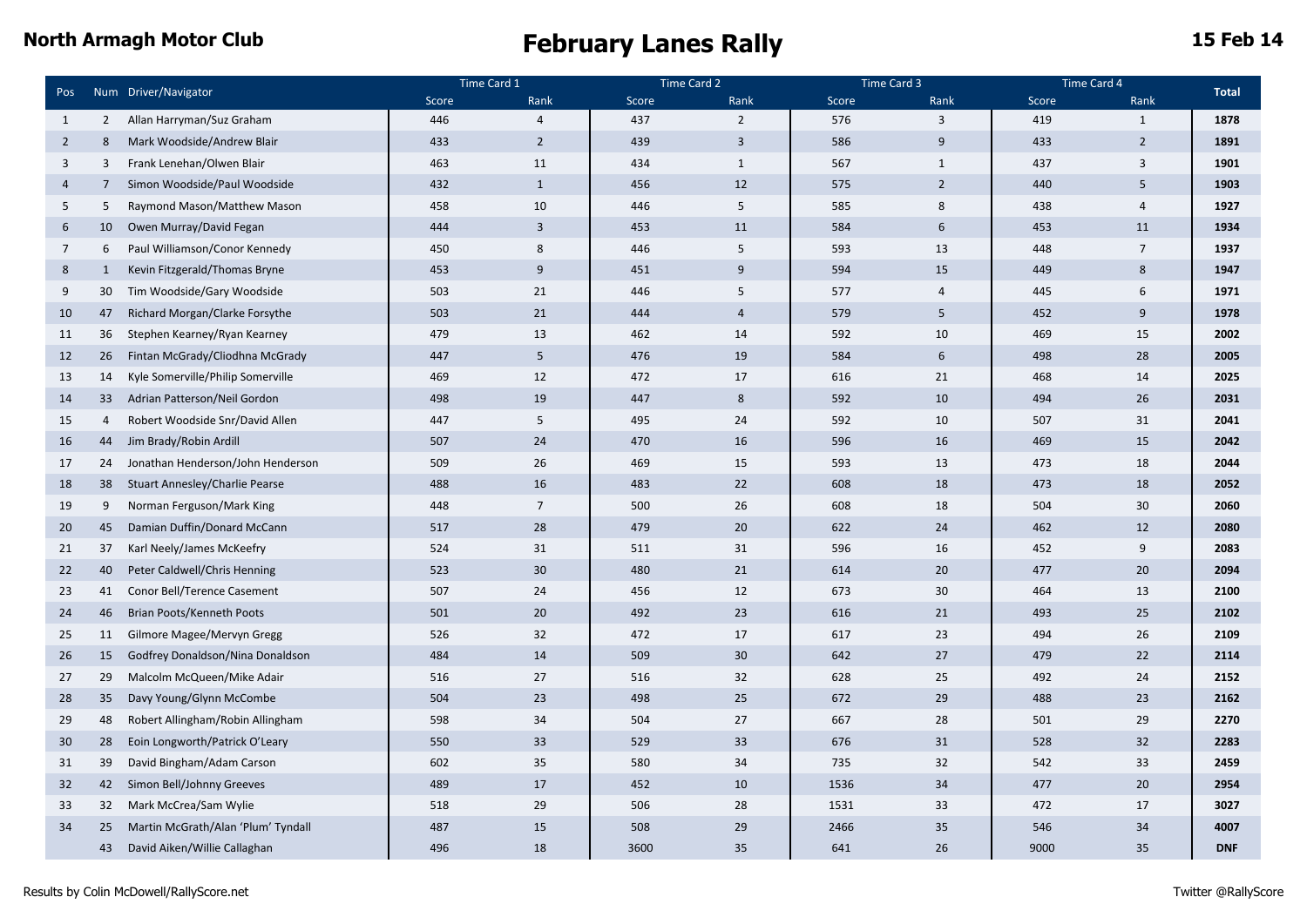**North Armagh Motor Club**

# February Lanes Rally

**15 Feb 14**

| Pos | Num | Driver/Navigator | Time Card 1 | | Time Card 2 | | Time Card 3 | | Time Card 4 | | Total |
|---|---|---|---|---|---|---|---|---|---|---|---|
| | | | Score | Rank | Score | Rank | Score | Rank | Score | Rank | |
| 1 | 2 | Allan Harryman/Suz Graham | 446 | 4 | 437 | 2 | 576 | 3 | 419 | 1 | **1878** |
| 2 | 8 | Mark Woodside/Andrew Blair | 433 | 2 | 439 | 3 | 586 | 9 | 433 | 2 | **1891** |
| 3 | 3 | Frank Lenehan/Olwen Blair | 463 | 11 | 434 | 1 | 567 | 1 | 437 | 3 | **1901** |
| 4 | 7 | Simon Woodside/Paul Woodside | 432 | 1 | 456 | 12 | 575 | 2 | 440 | 5 | **1903** |
| 5 | 5 | Raymond Mason/Matthew Mason | 458 | 10 | 446 | 5 | 585 | 8 | 438 | 4 | **1927** |
| 6 | 10 | Owen Murray/David Fegan | 444 | 3 | 453 | 11 | 584 | 6 | 453 | 11 | **1934** |
| 7 | 6 | Paul Williamson/Conor Kennedy | 450 | 8 | 446 | 5 | 593 | 13 | 448 | 7 | **1937** |
| 8 | 1 | Kevin Fitzgerald/Thomas Bryne | 453 | 9 | 451 | 9 | 594 | 15 | 449 | 8 | **1947** |
| 9 | 30 | Tim Woodside/Gary Woodside | 503 | 21 | 446 | 5 | 577 | 4 | 445 | 6 | **1971** |
| 10 | 47 | Richard Morgan/Clarke Forsythe | 503 | 21 | 444 | 4 | 579 | 5 | 452 | 9 | **1978** |
| 11 | 36 | Stephen Kearney/Ryan Kearney | 479 | 13 | 462 | 14 | 592 | 10 | 469 | 15 | **2002** |
| 12 | 26 | Fintan McGrady/Cliodhna McGrady | 447 | 5 | 476 | 19 | 584 | 6 | 498 | 28 | **2005** |
| 13 | 14 | Kyle Somerville/Philip Somerville | 469 | 12 | 472 | 17 | 616 | 21 | 468 | 14 | **2025** |
| 14 | 33 | Adrian Patterson/Neil Gordon | 498 | 19 | 447 | 8 | 592 | 10 | 494 | 26 | **2031** |
| 15 | 4 | Robert Woodside Snr/David Allen | 447 | 5 | 495 | 24 | 592 | 10 | 507 | 31 | **2041** |
| 16 | 44 | Jim Brady/Robin Ardill | 507 | 24 | 470 | 16 | 596 | 16 | 469 | 15 | **2042** |
| 17 | 24 | Jonathan Henderson/John Henderson | 509 | 26 | 469 | 15 | 593 | 13 | 473 | 18 | **2044** |
| 18 | 38 | Stuart Annesley/Charlie Pearse | 488 | 16 | 483 | 22 | 608 | 18 | 473 | 18 | **2052** |
| 19 | 9 | Norman Ferguson/Mark King | 448 | 7 | 500 | 26 | 608 | 18 | 504 | 30 | **2060** |
| 20 | 45 | Damian Duffin/Donard McCann | 517 | 28 | 479 | 20 | 622 | 24 | 462 | 12 | **2080** |
| 21 | 37 | Karl Neely/James McKeefry | 524 | 31 | 511 | 31 | 596 | 16 | 452 | 9 | **2083** |
| 22 | 40 | Peter Caldwell/Chris Henning | 523 | 30 | 480 | 21 | 614 | 20 | 477 | 20 | **2094** |
| 23 | 41 | Conor Bell/Terence Casement | 507 | 24 | 456 | 12 | 673 | 30 | 464 | 13 | **2100** |
| 24 | 46 | Brian Poots/Kenneth Poots | 501 | 20 | 492 | 23 | 616 | 21 | 493 | 25 | **2102** |
| 25 | 11 | Gilmore Magee/Mervyn Gregg | 526 | 32 | 472 | 17 | 617 | 23 | 494 | 26 | **2109** |
| 26 | 15 | Godfrey Donaldson/Nina Donaldson | 484 | 14 | 509 | 30 | 642 | 27 | 479 | 22 | **2114** |
| 27 | 29 | Malcolm McQueen/Mike Adair | 516 | 27 | 516 | 32 | 628 | 25 | 492 | 24 | **2152** |
| 28 | 35 | Davy Young/Glynn McCombe | 504 | 23 | 498 | 25 | 672 | 29 | 488 | 23 | **2162** |
| 29 | 48 | Robert Allingham/Robin Allingham | 598 | 34 | 504 | 27 | 667 | 28 | 501 | 29 | **2270** |
| 30 | 28 | Eoin Longworth/Patrick O'Leary | 550 | 33 | 529 | 33 | 676 | 31 | 528 | 32 | **2283** |
| 31 | 39 | David Bingham/Adam Carson | 602 | 35 | 580 | 34 | 735 | 32 | 542 | 33 | **2459** |
| 32 | 42 | Simon Bell/Johnny Greeves | 489 | 17 | 452 | 10 | 1536 | 34 | 477 | 20 | **2954** |
| 33 | 32 | Mark McCrea/Sam Wylie | 518 | 29 | 506 | 28 | 1531 | 33 | 472 | 17 | **3027** |
| 34 | 25 | Martin McGrath/Alan 'Plum' Tyndall | 487 | 15 | 508 | 29 | 2466 | 35 | 546 | 34 | **4007** |
| | 43 | David Aiken/Willie Callaghan | 496 | 18 | 3600 | 35 | 641 | 26 | 9000 | 35 | **DNF** |

Results by Colin McDowell/RallyScore.net

Twitter @RallyScore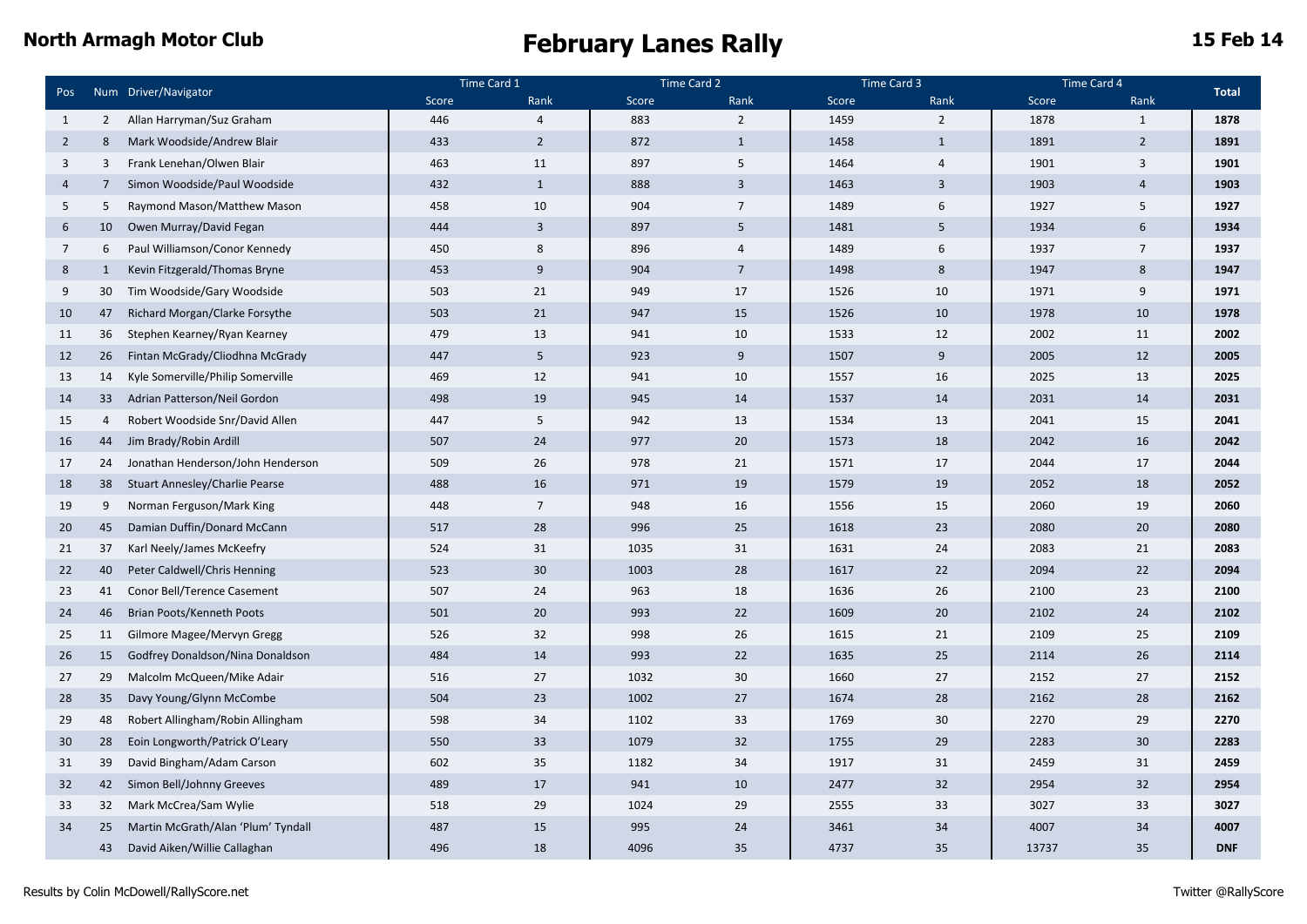**North Armagh Motor Club**

# February Lanes Rally

**15 Feb 14**

| Pos | Num | Driver/Navigator | Time Card 1 | | Time Card 2 | | Time Card 3 | | Time Card 4 | | Total |
|---|---|---|---|---|---|---|---|---|---|---|---|
| | | | Score | Rank | Score | Rank | Score | Rank | Score | Rank | |
| 1 | 2 | Allan Harryman/Suz Graham | 446 | 4 | 883 | 2 | 1459 | 2 | 1878 | 1 | **1878** |
| 2 | 8 | Mark Woodside/Andrew Blair | 433 | 2 | 872 | 1 | 1458 | 1 | 1891 | 2 | **1891** |
| 3 | 3 | Frank Lenehan/Olwen Blair | 463 | 11 | 897 | 5 | 1464 | 4 | 1901 | 3 | **1901** |
| 4 | 7 | Simon Woodside/Paul Woodside | 432 | 1 | 888 | 3 | 1463 | 3 | 1903 | 4 | **1903** |
| 5 | 5 | Raymond Mason/Matthew Mason | 458 | 10 | 904 | 7 | 1489 | 6 | 1927 | 5 | **1927** |
| 6 | 10 | Owen Murray/David Fegan | 444 | 3 | 897 | 5 | 1481 | 5 | 1934 | 6 | **1934** |
| 7 | 6 | Paul Williamson/Conor Kennedy | 450 | 8 | 896 | 4 | 1489 | 6 | 1937 | 7 | **1937** |
| 8 | 1 | Kevin Fitzgerald/Thomas Bryne | 453 | 9 | 904 | 7 | 1498 | 8 | 1947 | 8 | **1947** |
| 9 | 30 | Tim Woodside/Gary Woodside | 503 | 21 | 949 | 17 | 1526 | 10 | 1971 | 9 | **1971** |
| 10 | 47 | Richard Morgan/Clarke Forsythe | 503 | 21 | 947 | 15 | 1526 | 10 | 1978 | 10 | **1978** |
| 11 | 36 | Stephen Kearney/Ryan Kearney | 479 | 13 | 941 | 10 | 1533 | 12 | 2002 | 11 | **2002** |
| 12 | 26 | Fintan McGrady/Cliodhna McGrady | 447 | 5 | 923 | 9 | 1507 | 9 | 2005 | 12 | **2005** |
| 13 | 14 | Kyle Somerville/Philip Somerville | 469 | 12 | 941 | 10 | 1557 | 16 | 2025 | 13 | **2025** |
| 14 | 33 | Adrian Patterson/Neil Gordon | 498 | 19 | 945 | 14 | 1537 | 14 | 2031 | 14 | **2031** |
| 15 | 4 | Robert Woodside Snr/David Allen | 447 | 5 | 942 | 13 | 1534 | 13 | 2041 | 15 | **2041** |
| 16 | 44 | Jim Brady/Robin Ardill | 507 | 24 | 977 | 20 | 1573 | 18 | 2042 | 16 | **2042** |
| 17 | 24 | Jonathan Henderson/John Henderson | 509 | 26 | 978 | 21 | 1571 | 17 | 2044 | 17 | **2044** |
| 18 | 38 | Stuart Annesley/Charlie Pearse | 488 | 16 | 971 | 19 | 1579 | 19 | 2052 | 18 | **2052** |
| 19 | 9 | Norman Ferguson/Mark King | 448 | 7 | 948 | 16 | 1556 | 15 | 2060 | 19 | **2060** |
| 20 | 45 | Damian Duffin/Donard McCann | 517 | 28 | 996 | 25 | 1618 | 23 | 2080 | 20 | **2080** |
| 21 | 37 | Karl Neely/James McKeefry | 524 | 31 | 1035 | 31 | 1631 | 24 | 2083 | 21 | **2083** |
| 22 | 40 | Peter Caldwell/Chris Henning | 523 | 30 | 1003 | 28 | 1617 | 22 | 2094 | 22 | **2094** |
| 23 | 41 | Conor Bell/Terence Casement | 507 | 24 | 963 | 18 | 1636 | 26 | 2100 | 23 | **2100** |
| 24 | 46 | Brian Poots/Kenneth Poots | 501 | 20 | 993 | 22 | 1609 | 20 | 2102 | 24 | **2102** |
| 25 | 11 | Gilmore Magee/Mervyn Gregg | 526 | 32 | 998 | 26 | 1615 | 21 | 2109 | 25 | **2109** |
| 26 | 15 | Godfrey Donaldson/Nina Donaldson | 484 | 14 | 993 | 22 | 1635 | 25 | 2114 | 26 | **2114** |
| 27 | 29 | Malcolm McQueen/Mike Adair | 516 | 27 | 1032 | 30 | 1660 | 27 | 2152 | 27 | **2152** |
| 28 | 35 | Davy Young/Glynn McCombe | 504 | 23 | 1002 | 27 | 1674 | 28 | 2162 | 28 | **2162** |
| 29 | 48 | Robert Allingham/Robin Allingham | 598 | 34 | 1102 | 33 | 1769 | 30 | 2270 | 29 | **2270** |
| 30 | 28 | Eoin Longworth/Patrick O'Leary | 550 | 33 | 1079 | 32 | 1755 | 29 | 2283 | 30 | **2283** |
| 31 | 39 | David Bingham/Adam Carson | 602 | 35 | 1182 | 34 | 1917 | 31 | 2459 | 31 | **2459** |
| 32 | 42 | Simon Bell/Johnny Greeves | 489 | 17 | 941 | 10 | 2477 | 32 | 2954 | 32 | **2954** |
| 33 | 32 | Mark McCrea/Sam Wylie | 518 | 29 | 1024 | 29 | 2555 | 33 | 3027 | 33 | **3027** |
| 34 | 25 | Martin McGrath/Alan 'Plum' Tyndall | 487 | 15 | 995 | 24 | 3461 | 34 | 4007 | 34 | **4007** |
| | 43 | David Aiken/Willie Callaghan | 496 | 18 | 4096 | 35 | 4737 | 35 | 13737 | 35 | **DNF** |

Results by Colin McDowell/RallyScore.net

Twitter @RallyScore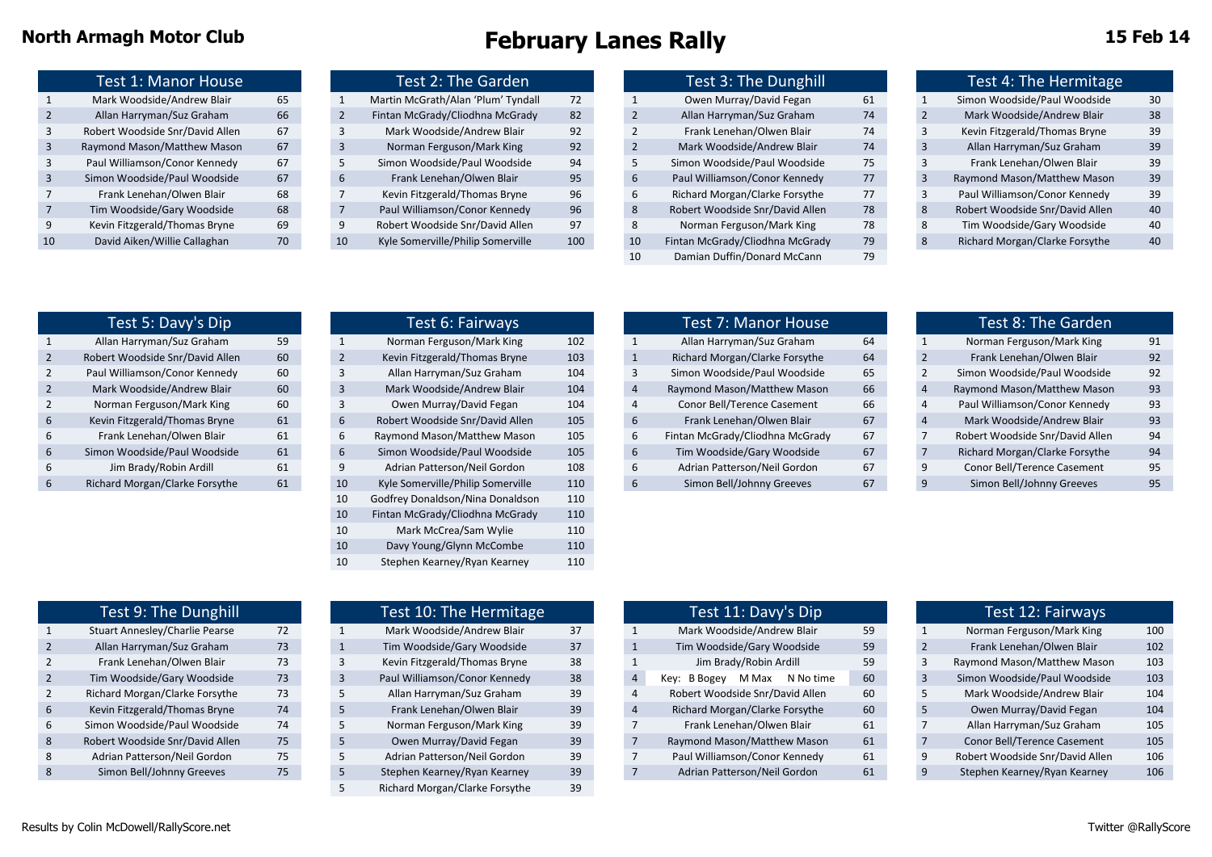**North Armagh Motor Club**

# February Lanes Rally

**15 Feb 14**

### Test 1: Manor House

| | | |
|---|---|---|
| 1 | Mark Woodside/Andrew Blair | 65 |
| 2 | Allan Harryman/Suz Graham | 66 |
| 3 | Robert Woodside Snr/David Allen | 67 |
| 3 | Raymond Mason/Matthew Mason | 67 |
| 3 | Paul Williamson/Conor Kennedy | 67 |
| 3 | Simon Woodside/Paul Woodside | 67 |
| 7 | Frank Lenehan/Olwen Blair | 68 |
| 7 | Tim Woodside/Gary Woodside | 68 |
| 9 | Kevin Fitzgerald/Thomas Bryne | 69 |
| 10 | David Aiken/Willie Callaghan | 70 |

### Test 2: The Garden

| | | |
|---|---|---|
| 1 | Martin McGrath/Alan 'Plum' Tyndall | 72 |
| 2 | Fintan McGrady/Cliodhna McGrady | 82 |
| 3 | Mark Woodside/Andrew Blair | 92 |
| 3 | Norman Ferguson/Mark King | 92 |
| 5 | Simon Woodside/Paul Woodside | 94 |
| 6 | Frank Lenehan/Olwen Blair | 95 |
| 7 | Kevin Fitzgerald/Thomas Bryne | 96 |
| 7 | Paul Williamson/Conor Kennedy | 96 |
| 9 | Robert Woodside Snr/David Allen | 97 |
| 10 | Kyle Somerville/Philip Somerville | 100 |

### Test 3: The Dunghill

| | | |
|---|---|---|
| 1 | Owen Murray/David Fegan | 61 |
| 2 | Allan Harryman/Suz Graham | 74 |
| 2 | Frank Lenehan/Olwen Blair | 74 |
| 2 | Mark Woodside/Andrew Blair | 74 |
| 5 | Simon Woodside/Paul Woodside | 75 |
| 6 | Paul Williamson/Conor Kennedy | 77 |
| 6 | Richard Morgan/Clarke Forsythe | 77 |
| 8 | Robert Woodside Snr/David Allen | 78 |
| 8 | Norman Ferguson/Mark King | 78 |
| 10 | Fintan McGrady/Cliodhna McGrady | 79 |
| 10 | Damian Duffin/Donard McCann | 79 |

### Test 4: The Hermitage

| | | |
|---|---|---|
| 1 | Simon Woodside/Paul Woodside | 30 |
| 2 | Mark Woodside/Andrew Blair | 38 |
| 3 | Kevin Fitzgerald/Thomas Bryne | 39 |
| 3 | Allan Harryman/Suz Graham | 39 |
| 3 | Frank Lenehan/Olwen Blair | 39 |
| 3 | Raymond Mason/Matthew Mason | 39 |
| 3 | Paul Williamson/Conor Kennedy | 39 |
| 8 | Robert Woodside Snr/David Allen | 40 |
| 8 | Tim Woodside/Gary Woodside | 40 |
| 8 | Richard Morgan/Clarke Forsythe | 40 |

### Test 5: Davy's Dip

| | | |
|---|---|---|
| 1 | Allan Harryman/Suz Graham | 59 |
| 2 | Robert Woodside Snr/David Allen | 60 |
| 2 | Paul Williamson/Conor Kennedy | 60 |
| 2 | Mark Woodside/Andrew Blair | 60 |
| 2 | Norman Ferguson/Mark King | 60 |
| 6 | Kevin Fitzgerald/Thomas Bryne | 61 |
| 6 | Frank Lenehan/Olwen Blair | 61 |
| 6 | Simon Woodside/Paul Woodside | 61 |
| 6 | Jim Brady/Robin Ardill | 61 |
| 6 | Richard Morgan/Clarke Forsythe | 61 |

### Test 6: Fairways

| | | |
|---|---|---|
| 1 | Norman Ferguson/Mark King | 102 |
| 2 | Kevin Fitzgerald/Thomas Bryne | 103 |
| 3 | Allan Harryman/Suz Graham | 104 |
| 3 | Mark Woodside/Andrew Blair | 104 |
| 3 | Owen Murray/David Fegan | 104 |
| 6 | Robert Woodside Snr/David Allen | 105 |
| 6 | Raymond Mason/Matthew Mason | 105 |
| 6 | Simon Woodside/Paul Woodside | 105 |
| 9 | Adrian Patterson/Neil Gordon | 108 |
| 10 | Kyle Somerville/Philip Somerville | 110 |
| 10 | Godfrey Donaldson/Nina Donaldson | 110 |
| 10 | Fintan McGrady/Cliodhna McGrady | 110 |
| 10 | Mark McCrea/Sam Wylie | 110 |
| 10 | Davy Young/Glynn McCombe | 110 |
| 10 | Stephen Kearney/Ryan Kearney | 110 |

### Test 7: Manor House

| | | |
|---|---|---|
| 1 | Allan Harryman/Suz Graham | 64 |
| 1 | Richard Morgan/Clarke Forsythe | 64 |
| 3 | Simon Woodside/Paul Woodside | 65 |
| 4 | Raymond Mason/Matthew Mason | 66 |
| 4 | Conor Bell/Terence Casement | 66 |
| 6 | Frank Lenehan/Olwen Blair | 67 |
| 6 | Fintan McGrady/Cliodhna McGrady | 67 |
| 6 | Tim Woodside/Gary Woodside | 67 |
| 6 | Adrian Patterson/Neil Gordon | 67 |
| 6 | Simon Bell/Johnny Greeves | 67 |

### Test 8: The Garden

| | | |
|---|---|---|
| 1 | Norman Ferguson/Mark King | 91 |
| 2 | Frank Lenehan/Olwen Blair | 92 |
| 2 | Simon Woodside/Paul Woodside | 92 |
| 4 | Raymond Mason/Matthew Mason | 93 |
| 4 | Paul Williamson/Conor Kennedy | 93 |
| 4 | Mark Woodside/Andrew Blair | 93 |
| 7 | Robert Woodside Snr/David Allen | 94 |
| 7 | Richard Morgan/Clarke Forsythe | 94 |
| 9 | Conor Bell/Terence Casement | 95 |
| 9 | Simon Bell/Johnny Greeves | 95 |

### Test 9: The Dunghill

| | | |
|---|---|---|
| 1 | Stuart Annesley/Charlie Pearse | 72 |
| 2 | Allan Harryman/Suz Graham | 73 |
| 2 | Frank Lenehan/Olwen Blair | 73 |
| 2 | Tim Woodside/Gary Woodside | 73 |
| 2 | Richard Morgan/Clarke Forsythe | 73 |
| 6 | Kevin Fitzgerald/Thomas Bryne | 74 |
| 6 | Simon Woodside/Paul Woodside | 74 |
| 8 | Robert Woodside Snr/David Allen | 75 |
| 8 | Adrian Patterson/Neil Gordon | 75 |
| 8 | Simon Bell/Johnny Greeves | 75 |

### Test 10: The Hermitage

| | | |
|---|---|---|
| 1 | Mark Woodside/Andrew Blair | 37 |
| 1 | Tim Woodside/Gary Woodside | 37 |
| 3 | Kevin Fitzgerald/Thomas Bryne | 38 |
| 3 | Paul Williamson/Conor Kennedy | 38 |
| 5 | Allan Harryman/Suz Graham | 39 |
| 5 | Frank Lenehan/Olwen Blair | 39 |
| 5 | Norman Ferguson/Mark King | 39 |
| 5 | Owen Murray/David Fegan | 39 |
| 5 | Adrian Patterson/Neil Gordon | 39 |
| 5 | Stephen Kearney/Ryan Kearney | 39 |
| 5 | Richard Morgan/Clarke Forsythe | 39 |

### Test 11: Davy's Dip

| | | |
|---|---|---|
| 1 | Mark Woodside/Andrew Blair | 59 |
| 1 | Tim Woodside/Gary Woodside | 59 |
| 1 | Jim Brady/Robin Ardill | 59 |
| 4 | Key: B Bogey M Max N No time | 60 |
| 4 | Robert Woodside Snr/David Allen | 60 |
| 4 | Richard Morgan/Clarke Forsythe | 60 |
| 7 | Frank Lenehan/Olwen Blair | 61 |
| 7 | Raymond Mason/Matthew Mason | 61 |
| 7 | Paul Williamson/Conor Kennedy | 61 |
| 7 | Adrian Patterson/Neil Gordon | 61 |

### Test 12: Fairways

| | | |
|---|---|---|
| 1 | Norman Ferguson/Mark King | 100 |
| 2 | Frank Lenehan/Olwen Blair | 102 |
| 3 | Raymond Mason/Matthew Mason | 103 |
| 3 | Simon Woodside/Paul Woodside | 103 |
| 5 | Mark Woodside/Andrew Blair | 104 |
| 5 | Owen Murray/David Fegan | 104 |
| 7 | Allan Harryman/Suz Graham | 105 |
| 7 | Conor Bell/Terence Casement | 105 |
| 9 | Robert Woodside Snr/David Allen | 106 |
| 9 | Stephen Kearney/Ryan Kearney | 106 |

Results by Colin McDowell/RallyScore.net

Twitter @RallyScore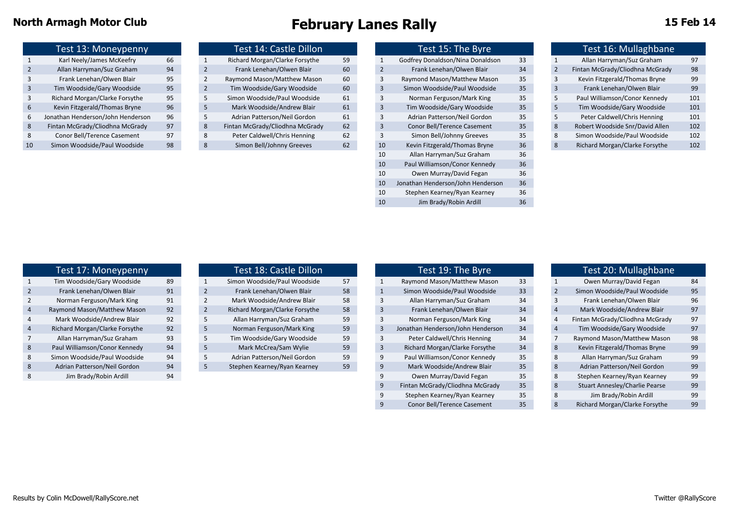# February Lanes Rally

**North Armagh Motor Club** — **15 Feb 14**

| Test 13: Moneypenny | | |
|---|---|---|
| 1 | Karl Neely/James McKeefry | 66 |
| 2 | Allan Harryman/Suz Graham | 94 |
| 3 | Frank Lenehan/Olwen Blair | 95 |
| 3 | Tim Woodside/Gary Woodside | 95 |
| 3 | Richard Morgan/Clarke Forsythe | 95 |
| 6 | Kevin Fitzgerald/Thomas Bryne | 96 |
| 6 | Jonathan Henderson/John Henderson | 96 |
| 8 | Fintan McGrady/Cliodhna McGrady | 97 |
| 8 | Conor Bell/Terence Casement | 97 |
| 10 | Simon Woodside/Paul Woodside | 98 |

| Test 14: Castle Dillon | | |
|---|---|---|
| 1 | Richard Morgan/Clarke Forsythe | 59 |
| 2 | Frank Lenehan/Olwen Blair | 60 |
| 2 | Raymond Mason/Matthew Mason | 60 |
| 2 | Tim Woodside/Gary Woodside | 60 |
| 5 | Simon Woodside/Paul Woodside | 61 |
| 5 | Mark Woodside/Andrew Blair | 61 |
| 5 | Adrian Patterson/Neil Gordon | 61 |
| 8 | Fintan McGrady/Cliodhna McGrady | 62 |
| 8 | Peter Caldwell/Chris Henning | 62 |
| 8 | Simon Bell/Johnny Greeves | 62 |

| Test 15: The Byre | | |
|---|---|---|
| 1 | Godfrey Donaldson/Nina Donaldson | 33 |
| 2 | Frank Lenehan/Olwen Blair | 34 |
| 3 | Raymond Mason/Matthew Mason | 35 |
| 3 | Simon Woodside/Paul Woodside | 35 |
| 3 | Norman Ferguson/Mark King | 35 |
| 3 | Tim Woodside/Gary Woodside | 35 |
| 3 | Adrian Patterson/Neil Gordon | 35 |
| 3 | Conor Bell/Terence Casement | 35 |
| 3 | Simon Bell/Johnny Greeves | 35 |
| 10 | Kevin Fitzgerald/Thomas Bryne | 36 |
| 10 | Allan Harryman/Suz Graham | 36 |
| 10 | Paul Williamson/Conor Kennedy | 36 |
| 10 | Owen Murray/David Fegan | 36 |
| 10 | Jonathan Henderson/John Henderson | 36 |
| 10 | Stephen Kearney/Ryan Kearney | 36 |
| 10 | Jim Brady/Robin Ardill | 36 |

| Test 16: Mullaghbane | | |
|---|---|---|
| 1 | Allan Harryman/Suz Graham | 97 |
| 2 | Fintan McGrady/Cliodhna McGrady | 98 |
| 3 | Kevin Fitzgerald/Thomas Bryne | 99 |
| 3 | Frank Lenehan/Olwen Blair | 99 |
| 5 | Paul Williamson/Conor Kennedy | 101 |
| 5 | Tim Woodside/Gary Woodside | 101 |
| 5 | Peter Caldwell/Chris Henning | 101 |
| 8 | Robert Woodside Snr/David Allen | 102 |
| 8 | Simon Woodside/Paul Woodside | 102 |
| 8 | Richard Morgan/Clarke Forsythe | 102 |

| Test 17: Moneypenny | | |
|---|---|---|
| 1 | Tim Woodside/Gary Woodside | 89 |
| 2 | Frank Lenehan/Olwen Blair | 91 |
| 2 | Norman Ferguson/Mark King | 91 |
| 4 | Raymond Mason/Matthew Mason | 92 |
| 4 | Mark Woodside/Andrew Blair | 92 |
| 4 | Richard Morgan/Clarke Forsythe | 92 |
| 7 | Allan Harryman/Suz Graham | 93 |
| 8 | Paul Williamson/Conor Kennedy | 94 |
| 8 | Simon Woodside/Paul Woodside | 94 |
| 8 | Adrian Patterson/Neil Gordon | 94 |
| 8 | Jim Brady/Robin Ardill | 94 |

| Test 18: Castle Dillon | | |
|---|---|---|
| 1 | Simon Woodside/Paul Woodside | 57 |
| 2 | Frank Lenehan/Olwen Blair | 58 |
| 2 | Mark Woodside/Andrew Blair | 58 |
| 2 | Richard Morgan/Clarke Forsythe | 58 |
| 5 | Allan Harryman/Suz Graham | 59 |
| 5 | Norman Ferguson/Mark King | 59 |
| 5 | Tim Woodside/Gary Woodside | 59 |
| 5 | Mark McCrea/Sam Wylie | 59 |
| 5 | Adrian Patterson/Neil Gordon | 59 |
| 5 | Stephen Kearney/Ryan Kearney | 59 |

| Test 19: The Byre | | |
|---|---|---|
| 1 | Raymond Mason/Matthew Mason | 33 |
| 1 | Simon Woodside/Paul Woodside | 33 |
| 3 | Allan Harryman/Suz Graham | 34 |
| 3 | Frank Lenehan/Olwen Blair | 34 |
| 3 | Norman Ferguson/Mark King | 34 |
| 3 | Jonathan Henderson/John Henderson | 34 |
| 3 | Peter Caldwell/Chris Henning | 34 |
| 3 | Richard Morgan/Clarke Forsythe | 34 |
| 9 | Paul Williamson/Conor Kennedy | 35 |
| 9 | Mark Woodside/Andrew Blair | 35 |
| 9 | Owen Murray/David Fegan | 35 |
| 9 | Fintan McGrady/Cliodhna McGrady | 35 |
| 9 | Stephen Kearney/Ryan Kearney | 35 |
| 9 | Conor Bell/Terence Casement | 35 |

| Test 20: Mullaghbane | | |
|---|---|---|
| 1 | Owen Murray/David Fegan | 84 |
| 2 | Simon Woodside/Paul Woodside | 95 |
| 3 | Frank Lenehan/Olwen Blair | 96 |
| 4 | Mark Woodside/Andrew Blair | 97 |
| 4 | Fintan McGrady/Cliodhna McGrady | 97 |
| 4 | Tim Woodside/Gary Woodside | 97 |
| 7 | Raymond Mason/Matthew Mason | 98 |
| 8 | Kevin Fitzgerald/Thomas Bryne | 99 |
| 8 | Allan Harryman/Suz Graham | 99 |
| 8 | Adrian Patterson/Neil Gordon | 99 |
| 8 | Stephen Kearney/Ryan Kearney | 99 |
| 8 | Stuart Annesley/Charlie Pearse | 99 |
| 8 | Jim Brady/Robin Ardill | 99 |
| 8 | Richard Morgan/Clarke Forsythe | 99 |

Results by Colin McDowell/RallyScore.net — Twitter @RallyScore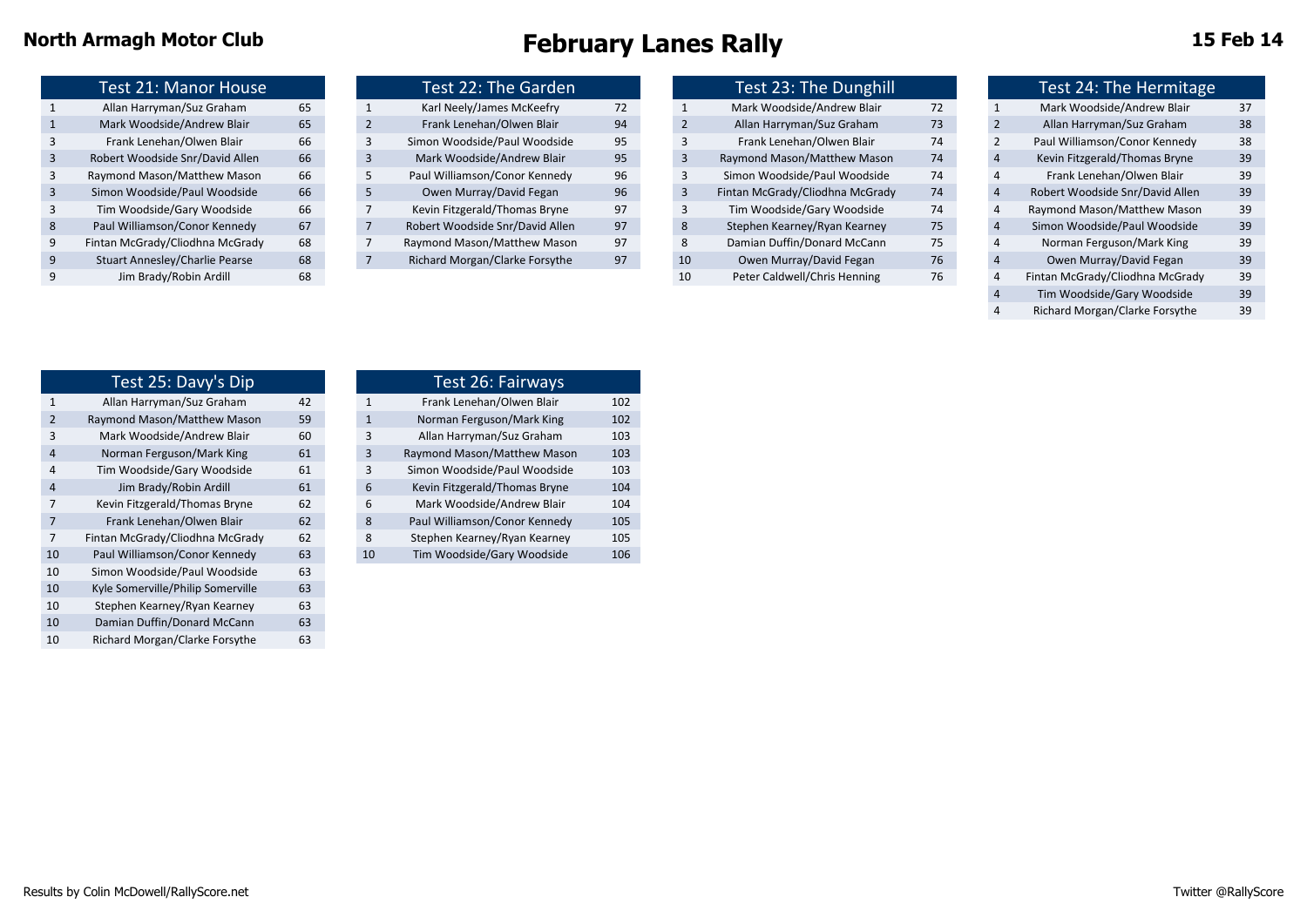**North Armagh Motor Club**

# February Lanes Rally

**15 Feb 14**

## Test 21: Manor House

| | | |
|---|---|---|
| 1 | Allan Harryman/Suz Graham | 65 |
| 1 | Mark Woodside/Andrew Blair | 65 |
| 3 | Frank Lenehan/Olwen Blair | 66 |
| 3 | Robert Woodside Snr/David Allen | 66 |
| 3 | Raymond Mason/Matthew Mason | 66 |
| 3 | Simon Woodside/Paul Woodside | 66 |
| 3 | Tim Woodside/Gary Woodside | 66 |
| 8 | Paul Williamson/Conor Kennedy | 67 |
| 9 | Fintan McGrady/Cliodhna McGrady | 68 |
| 9 | Stuart Annesley/Charlie Pearse | 68 |
| 9 | Jim Brady/Robin Ardill | 68 |

## Test 22: The Garden

| | | |
|---|---|---|
| 1 | Karl Neely/James McKeefry | 72 |
| 2 | Frank Lenehan/Olwen Blair | 94 |
| 3 | Simon Woodside/Paul Woodside | 95 |
| 3 | Mark Woodside/Andrew Blair | 95 |
| 5 | Paul Williamson/Conor Kennedy | 96 |
| 5 | Owen Murray/David Fegan | 96 |
| 7 | Kevin Fitzgerald/Thomas Bryne | 97 |
| 7 | Robert Woodside Snr/David Allen | 97 |
| 7 | Raymond Mason/Matthew Mason | 97 |
| 7 | Richard Morgan/Clarke Forsythe | 97 |

## Test 23: The Dunghill

| | | |
|---|---|---|
| 1 | Mark Woodside/Andrew Blair | 72 |
| 2 | Allan Harryman/Suz Graham | 73 |
| 3 | Frank Lenehan/Olwen Blair | 74 |
| 3 | Raymond Mason/Matthew Mason | 74 |
| 3 | Fintan McGrady/Cliodhna McGrady | 74 |
| 3 | Simon Woodside/Paul Woodside | 74 |
| 3 | Tim Woodside/Gary Woodside | 74 |
| 8 | Stephen Kearney/Ryan Kearney | 75 |
| 8 | Damian Duffin/Donard McCann | 75 |
| 10 | Owen Murray/David Fegan | 76 |
| 10 | Peter Caldwell/Chris Henning | 76 |

## Test 24: The Hermitage

| | | |
|---|---|---|
| 1 | Mark Woodside/Andrew Blair | 37 |
| 2 | Allan Harryman/Suz Graham | 38 |
| 2 | Paul Williamson/Conor Kennedy | 38 |
| 4 | Kevin Fitzgerald/Thomas Bryne | 39 |
| 4 | Frank Lenehan/Olwen Blair | 39 |
| 4 | Robert Woodside Snr/David Allen | 39 |
| 4 | Raymond Mason/Matthew Mason | 39 |
| 4 | Simon Woodside/Paul Woodside | 39 |
| 4 | Norman Ferguson/Mark King | 39 |
| 4 | Owen Murray/David Fegan | 39 |
| 4 | Fintan McGrady/Cliodhna McGrady | 39 |
| 4 | Tim Woodside/Gary Woodside | 39 |
| 4 | Richard Morgan/Clarke Forsythe | 39 |

## Test 25: Davy's Dip

| | | |
|---|---|---|
| 1 | Allan Harryman/Suz Graham | 42 |
| 2 | Raymond Mason/Matthew Mason | 59 |
| 3 | Mark Woodside/Andrew Blair | 60 |
| 4 | Norman Ferguson/Mark King | 61 |
| 4 | Tim Woodside/Gary Woodside | 61 |
| 4 | Jim Brady/Robin Ardill | 61 |
| 7 | Kevin Fitzgerald/Thomas Bryne | 62 |
| 7 | Frank Lenehan/Olwen Blair | 62 |
| 7 | Fintan McGrady/Cliodhna McGrady | 62 |
| 10 | Paul Williamson/Conor Kennedy | 63 |
| 10 | Simon Woodside/Paul Woodside | 63 |
| 10 | Kyle Somerville/Philip Somerville | 63 |
| 10 | Stephen Kearney/Ryan Kearney | 63 |
| 10 | Damian Duffin/Donard McCann | 63 |
| 10 | Richard Morgan/Clarke Forsythe | 63 |

## Test 26: Fairways

| | | |
|---|---|---|
| 1 | Frank Lenehan/Olwen Blair | 102 |
| 1 | Norman Ferguson/Mark King | 102 |
| 3 | Allan Harryman/Suz Graham | 103 |
| 3 | Raymond Mason/Matthew Mason | 103 |
| 3 | Simon Woodside/Paul Woodside | 103 |
| 6 | Kevin Fitzgerald/Thomas Bryne | 104 |
| 6 | Mark Woodside/Andrew Blair | 104 |
| 8 | Paul Williamson/Conor Kennedy | 105 |
| 8 | Stephen Kearney/Ryan Kearney | 105 |
| 10 | Tim Woodside/Gary Woodside | 106 |

Results by Colin McDowell/RallyScore.net

Twitter @RallyScore